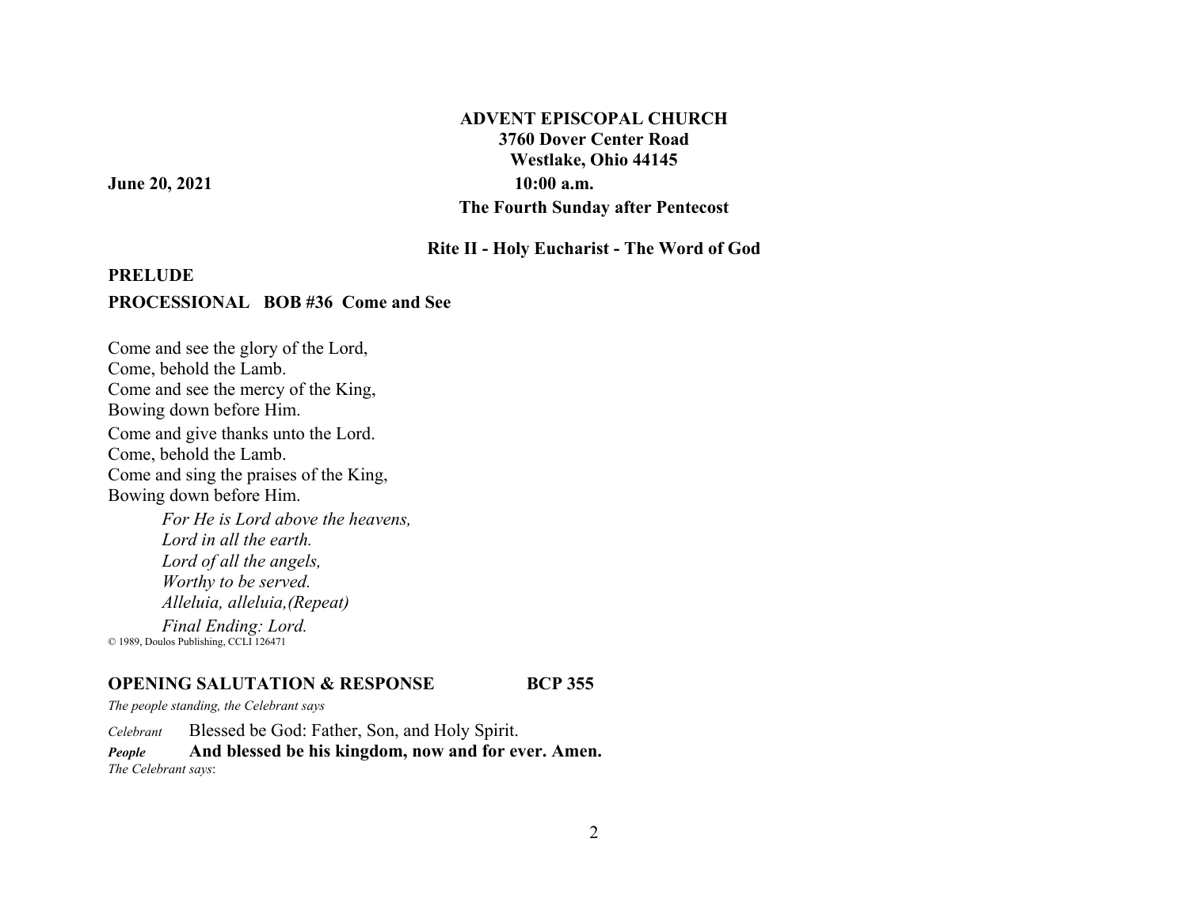**ADVENT EPISCOPAL CHURCH**
**3760 Dover Center Road**
**Westlake, Ohio 44145**

**June 20, 2021** **10:00 a.m.**

**The Fourth Sunday after Pentecost**

## Rite II - Holy Eucharist - The Word of God

**PRELUDE**

**PROCESSIONAL BOB #36 Come and See**

Come and see the glory of the Lord,
Come, behold the Lamb.
Come and see the mercy of the King,
Bowing down before Him.
Come and give thanks unto the Lord.
Come, behold the Lamb.
Come and sing the praises of the King,
Bowing down before Him.

*For He is Lord above the heavens,*
*Lord in all the earth.*
*Lord of all the angels,*
*Worthy to be served.*
*Alleluia, alleluia,(Repeat)*
*Final Ending: Lord.*

© 1989, Doulos Publishing, CCLI 126471

**OPENING SALUTATION & RESPONSE BCP 355**

*The people standing, the Celebrant says*

*Celebrant* Blessed be God: Father, Son, and Holy Spirit.
***People*** **And blessed be his kingdom, now and for ever. Amen.**

*The Celebrant says*: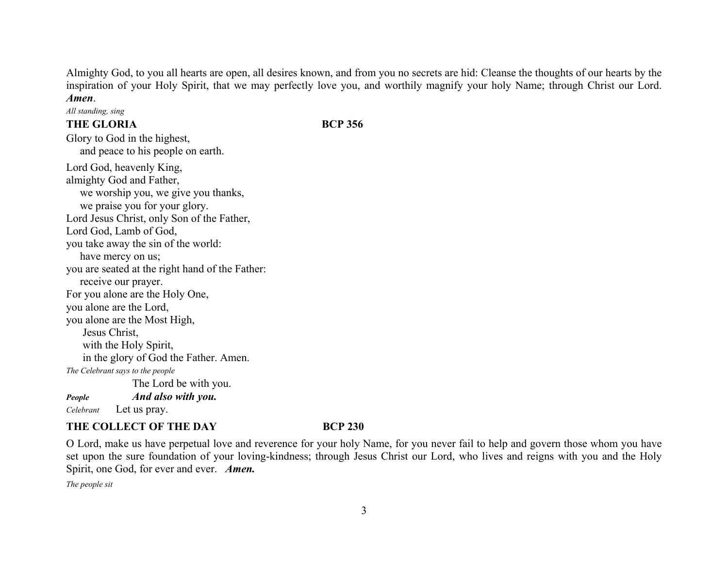Almighty God, to you all hearts are open, all desires known, and from you no secrets are hid: Cleanse the thoughts of our hearts by the inspiration of your Holy Spirit, that we may perfectly love you, and worthily magnify your holy Name; through Christ our Lord. ***Amen***.

*All standing, sing*

**THE GLORIA** **BCP 356**

Glory to God in the highest,
    and peace to his people on earth.

Lord God, heavenly King,
almighty God and Father,
    we worship you, we give you thanks,
    we praise you for your glory.
Lord Jesus Christ, only Son of the Father,
Lord God, Lamb of God,
you take away the sin of the world:
    have mercy on us;
you are seated at the right hand of the Father:
    receive our prayer.
For you alone are the Holy One,
you alone are the Lord,
you alone are the Most High,
    Jesus Christ,
    with the Holy Spirit,
    in the glory of God the Father. Amen.

*The Celebrant says to the people*

The Lord be with you.

***People*** ***And also with you.***

*Celebrant* Let us pray.

**THE COLLECT OF THE DAY** **BCP 230**

O Lord, make us have perpetual love and reverence for your holy Name, for you never fail to help and govern those whom you have set upon the sure foundation of your loving-kindness; through Jesus Christ our Lord, who lives and reigns with you and the Holy Spirit, one God, for ever and ever. ***Amen.***

*The people sit*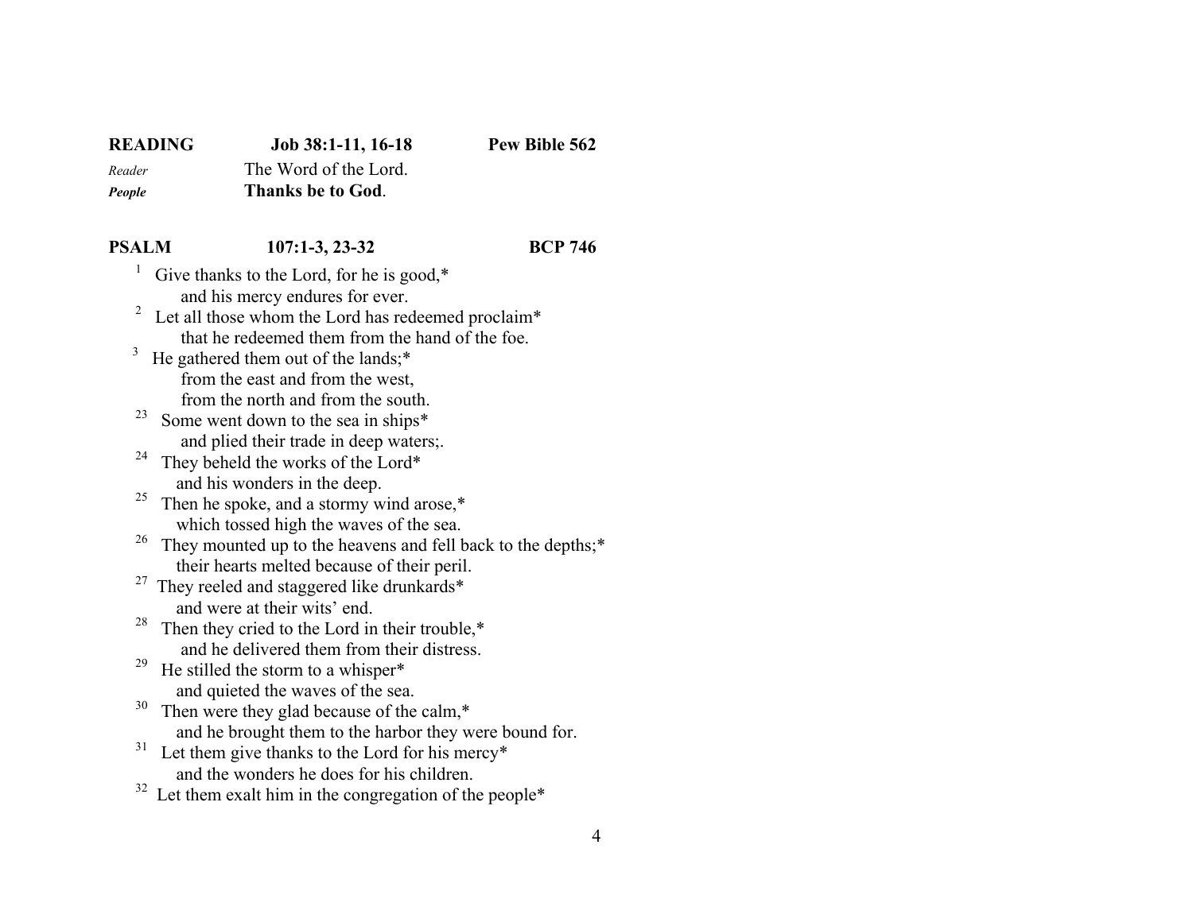**READING** **Job 38:1-11, 16-18** **Pew Bible 562**

*Reader* The Word of the Lord.
***People*** **Thanks be to God**.

**PSALM** **107:1-3, 23-32** **BCP 746**

[1] Give thanks to the Lord, for he is good,*
  and his mercy endures for ever.
[2] Let all those whom the Lord has redeemed proclaim*
  that he redeemed them from the hand of the foe.
[3] He gathered them out of the lands;*
  from the east and from the west,
  from the north and from the south.
[23] Some went down to the sea in ships*
  and plied their trade in deep waters;.
[24] They beheld the works of the Lord*
  and his wonders in the deep.
[25] Then he spoke, and a stormy wind arose,*
  which tossed high the waves of the sea.
[26] They mounted up to the heavens and fell back to the depths;*
  their hearts melted because of their peril.
[27] They reeled and staggered like drunkards*
  and were at their wits' end.
[28] Then they cried to the Lord in their trouble,*
  and he delivered them from their distress.
[29] He stilled the storm to a whisper*
  and quieted the waves of the sea.
[30] Then were they glad because of the calm,*
  and he brought them to the harbor they were bound for.
[31] Let them give thanks to the Lord for his mercy*
  and the wonders he does for his children.
[32] Let them exalt him in the congregation of the people*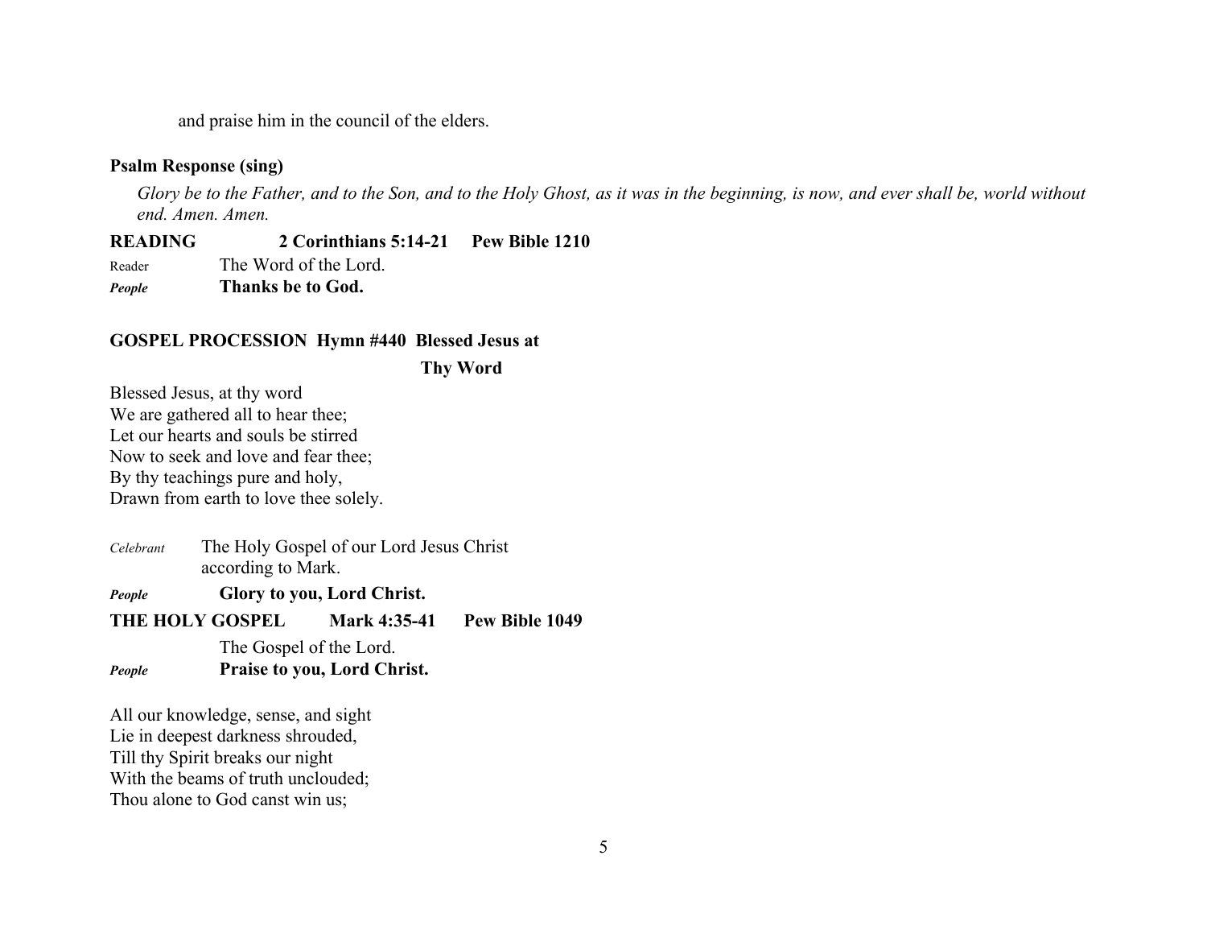and praise him in the council of the elders.

**Psalm Response (sing)**

*Glory be to the Father, and to the Son, and to the Holy Ghost, as it was in the beginning, is now, and ever shall be, world without end. Amen. Amen.*

**READING 2 Corinthians 5:14-21 Pew Bible 1210**

Reader The Word of the Lord.
***People*** **Thanks be to God.**

**GOSPEL PROCESSION Hymn #440 Blessed Jesus at Thy Word**

Blessed Jesus, at thy word
We are gathered all to hear thee;
Let our hearts and souls be stirred
Now to seek and love and fear thee;
By thy teachings pure and holy,
Drawn from earth to love thee solely.

*Celebrant* The Holy Gospel of our Lord Jesus Christ according to Mark.
***People*** **Glory to you, Lord Christ.**

**THE HOLY GOSPEL Mark 4:35-41 Pew Bible 1049**

The Gospel of the Lord.
***People*** **Praise to you, Lord Christ.**

All our knowledge, sense, and sight
Lie in deepest darkness shrouded,
Till thy Spirit breaks our night
With the beams of truth unclouded;
Thou alone to God canst win us;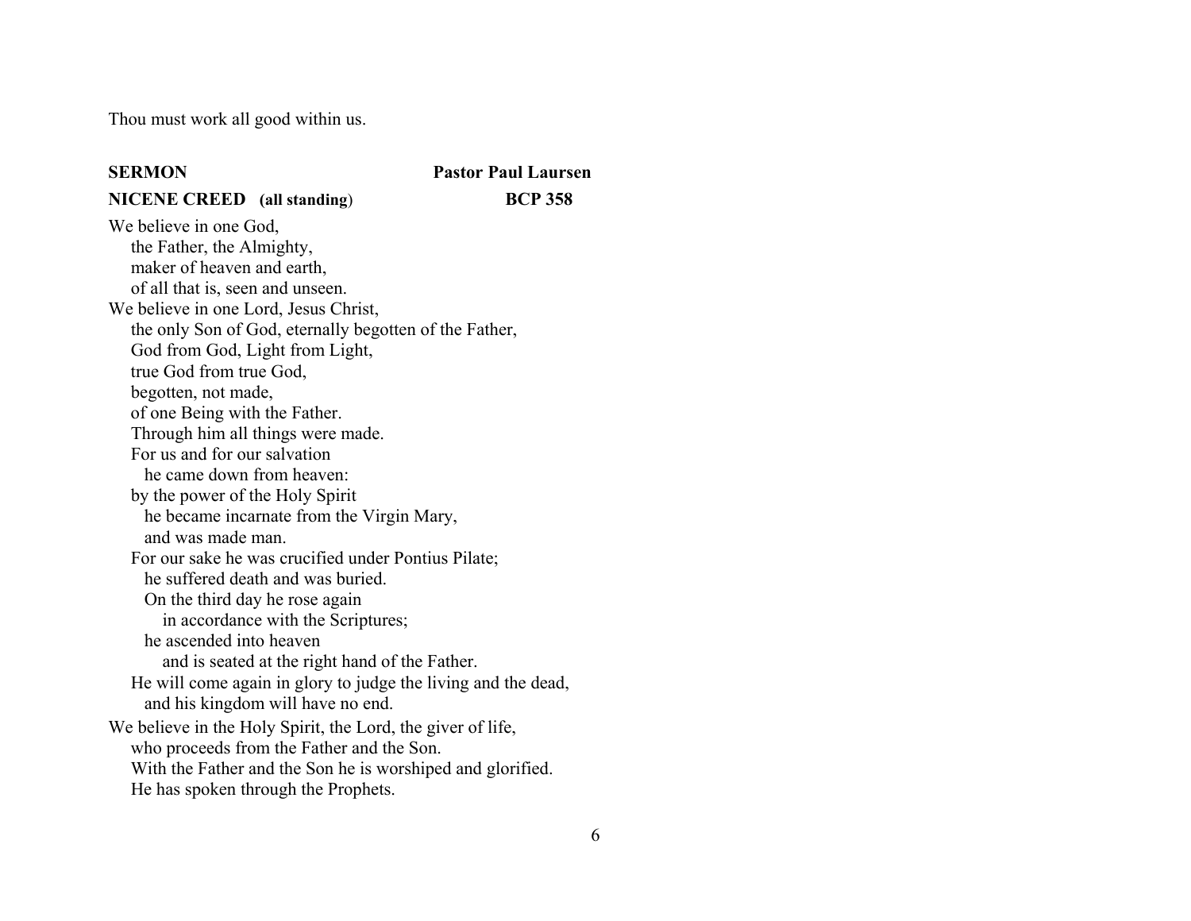Thou must work all good within us.

**SERMON** **Pastor Paul Laursen**

**NICENE CREED (all standing)** **BCP 358**

We believe in one God,
the Father, the Almighty,
maker of heaven and earth,
of all that is, seen and unseen.
We believe in one Lord, Jesus Christ,
the only Son of God, eternally begotten of the Father,
God from God, Light from Light,
true God from true God,
begotten, not made,
of one Being with the Father.
Through him all things were made.
For us and for our salvation
he came down from heaven:
by the power of the Holy Spirit
he became incarnate from the Virgin Mary,
and was made man.
For our sake he was crucified under Pontius Pilate;
he suffered death and was buried.
On the third day he rose again
in accordance with the Scriptures;
he ascended into heaven
and is seated at the right hand of the Father.
He will come again in glory to judge the living and the dead,
and his kingdom will have no end.

We believe in the Holy Spirit, the Lord, the giver of life,
who proceeds from the Father and the Son.
With the Father and the Son he is worshiped and glorified.
He has spoken through the Prophets.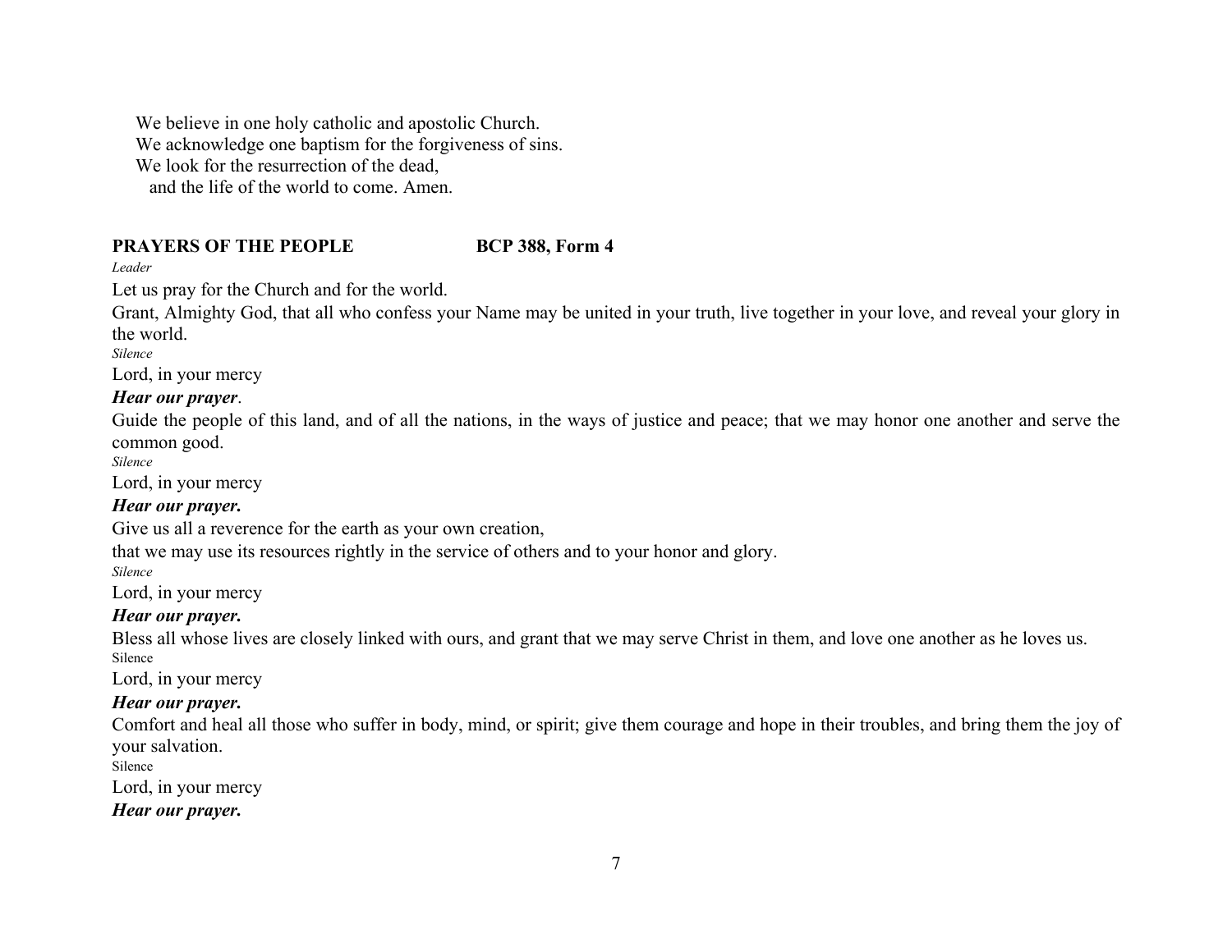We believe in one holy catholic and apostolic Church.
We acknowledge one baptism for the forgiveness of sins.
We look for the resurrection of the dead,
and the life of the world to come. Amen.

**PRAYERS OF THE PEOPLE** **BCP 388, Form 4**

*Leader*

Let us pray for the Church and for the world.

Grant, Almighty God, that all who confess your Name may be united in your truth, live together in your love, and reveal your glory in the world.

*Silence*

Lord, in your mercy

***Hear our prayer***.

Guide the people of this land, and of all the nations, in the ways of justice and peace; that we may honor one another and serve the common good.

*Silence*

Lord, in your mercy

***Hear our prayer.***

Give us all a reverence for the earth as your own creation,
that we may use its resources rightly in the service of others and to your honor and glory.

*Silence*

Lord, in your mercy

***Hear our prayer.***

Bless all whose lives are closely linked with ours, and grant that we may serve Christ in them, and love one another as he loves us.

Silence

Lord, in your mercy

***Hear our prayer.***

Comfort and heal all those who suffer in body, mind, or spirit; give them courage and hope in their troubles, and bring them the joy of your salvation.

Silence

Lord, in your mercy

***Hear our prayer.***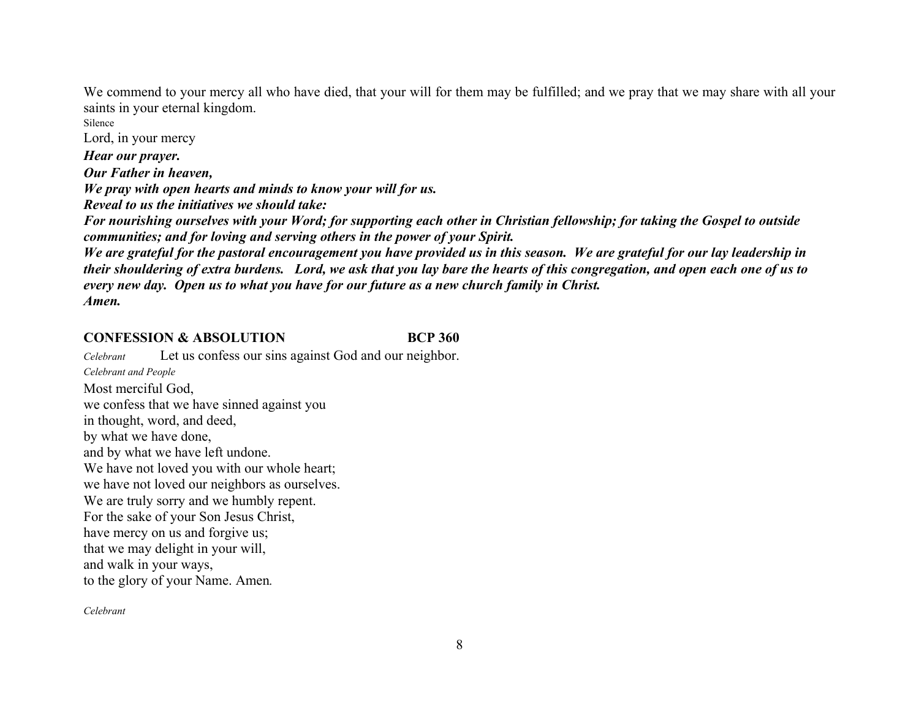We commend to your mercy all who have died, that your will for them may be fulfilled; and we pray that we may share with all your saints in your eternal kingdom.

Silence

Lord, in your mercy

***Hear our prayer.***

***Our Father in heaven,***

***We pray with open hearts and minds to know your will for us.***

***Reveal to us the initiatives we should take:***

***For nourishing ourselves with your Word; for supporting each other in Christian fellowship; for taking the Gospel to outside communities; and for loving and serving others in the power of your Spirit.***

***We are grateful for the pastoral encouragement you have provided us in this season. We are grateful for our lay leadership in their shouldering of extra burdens. Lord, we ask that you lay bare the hearts of this congregation, and open each one of us to every new day. Open us to what you have for our future as a new church family in Christ.***

***Amen.***

**CONFESSION & ABSOLUTION BCP 360**

*Celebrant* Let us confess our sins against God and our neighbor.

*Celebrant and People*

Most merciful God,
we confess that we have sinned against you
in thought, word, and deed,
by what we have done,
and by what we have left undone.
We have not loved you with our whole heart;
we have not loved our neighbors as ourselves.
We are truly sorry and we humbly repent.
For the sake of your Son Jesus Christ,
have mercy on us and forgive us;
that we may delight in your will,
and walk in your ways,
to the glory of your Name. Amen.

*Celebrant*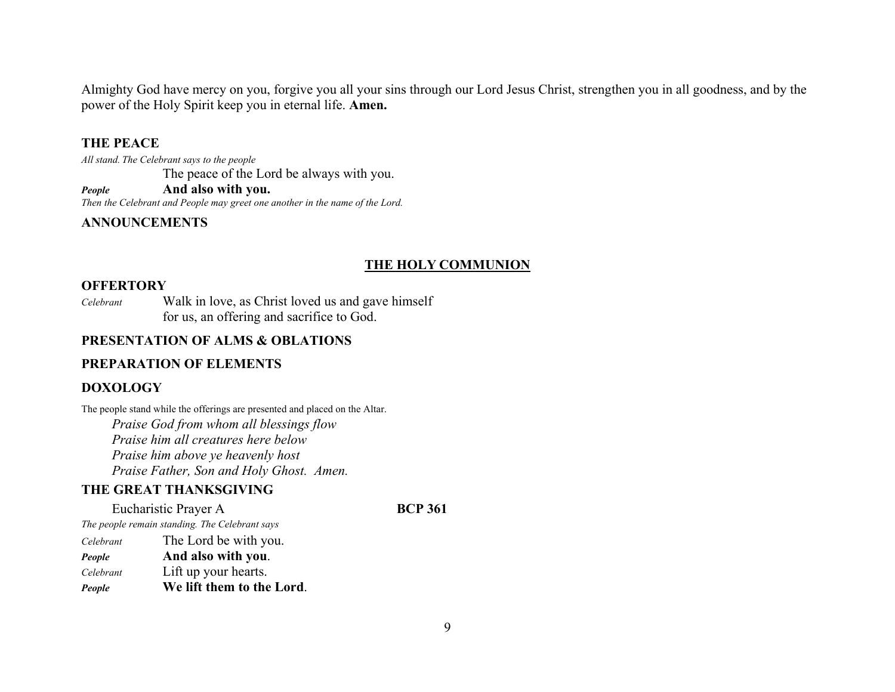Almighty God have mercy on you, forgive you all your sins through our Lord Jesus Christ, strengthen you in all goodness, and by the power of the Holy Spirit keep you in eternal life. **Amen.**

### THE PEACE

*All stand. The Celebrant says to the people*

The peace of the Lord be always with you.

***People*** **And also with you.**

*Then the Celebrant and People may greet one another in the name of the Lord.*

### ANNOUNCEMENTS

## THE HOLY COMMUNION

### OFFERTORY

*Celebrant* Walk in love, as Christ loved us and gave himself for us, an offering and sacrifice to God.

### PRESENTATION OF ALMS & OBLATIONS

### PREPARATION OF ELEMENTS

### DOXOLOGY

The people stand while the offerings are presented and placed on the Altar.

*Praise God from whom all blessings flow*
*Praise him all creatures here below*
*Praise him above ye heavenly host*
*Praise Father, Son and Holy Ghost. Amen.*

### THE GREAT THANKSGIVING

Eucharistic Prayer A **BCP 361**

*The people remain standing. The Celebrant says*

*Celebrant* The Lord be with you.
***People*** **And also with you**.
*Celebrant* Lift up your hearts.
***People*** **We lift them to the Lord**.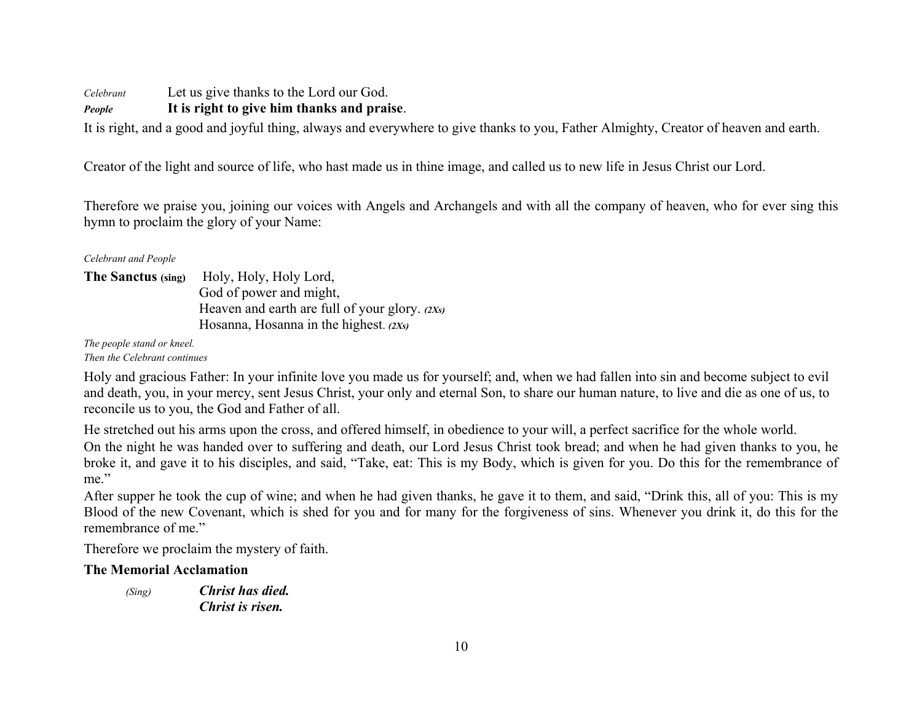*Celebrant* Let us give thanks to the Lord our God.
***People*** **It is right to give him thanks and praise**.

It is right, and a good and joyful thing, always and everywhere to give thanks to you, Father Almighty, Creator of heaven and earth.

Creator of the light and source of life, who hast made us in thine image, and called us to new life in Jesus Christ our Lord.

Therefore we praise you, joining our voices with Angels and Archangels and with all the company of heaven, who for ever sing this hymn to proclaim the glory of your Name:

*Celebrant and People*

**The Sanctus (sing)** Holy, Holy, Holy Lord,
God of power and might,
Heaven and earth are full of your glory. ***(2Xs)***
Hosanna, Hosanna in the highest. ***(2Xs)***

*The people stand or kneel.*
*Then the Celebrant continues*

Holy and gracious Father: In your infinite love you made us for yourself; and, when we had fallen into sin and become subject to evil and death, you, in your mercy, sent Jesus Christ, your only and eternal Son, to share our human nature, to live and die as one of us, to reconcile us to you, the God and Father of all.

He stretched out his arms upon the cross, and offered himself, in obedience to your will, a perfect sacrifice for the whole world.
On the night he was handed over to suffering and death, our Lord Jesus Christ took bread; and when he had given thanks to you, he broke it, and gave it to his disciples, and said, "Take, eat: This is my Body, which is given for you. Do this for the remembrance of me."
After supper he took the cup of wine; and when he had given thanks, he gave it to them, and said, "Drink this, all of you: This is my Blood of the new Covenant, which is shed for you and for many for the forgiveness of sins. Whenever you drink it, do this for the remembrance of me."

Therefore we proclaim the mystery of faith.

**The Memorial Acclamation**

*(Sing)* ***Christ has died.***
***Christ is risen.***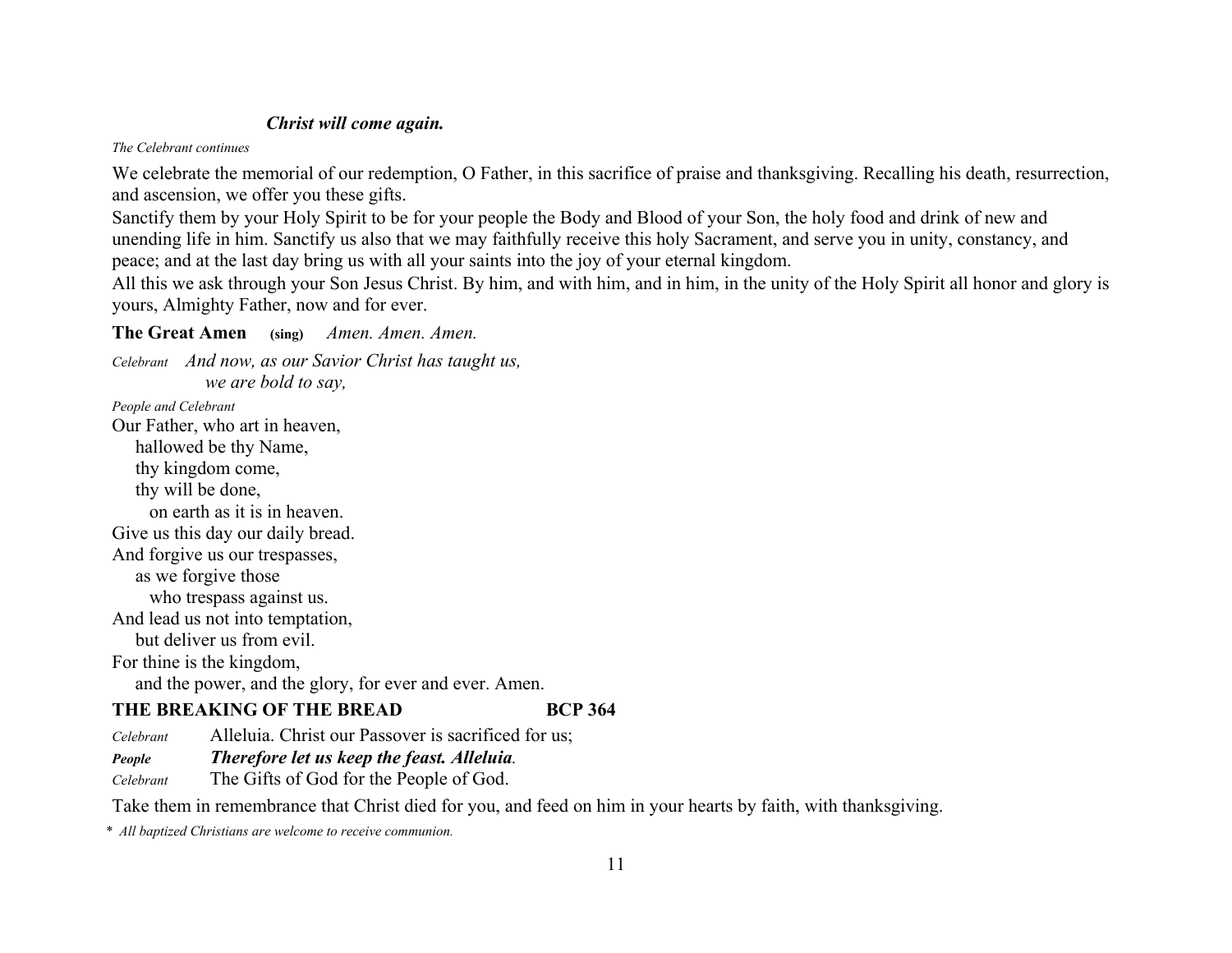***Christ will come again.***

*The Celebrant continues*

We celebrate the memorial of our redemption, O Father, in this sacrifice of praise and thanksgiving. Recalling his death, resurrection, and ascension, we offer you these gifts.

Sanctify them by your Holy Spirit to be for your people the Body and Blood of your Son, the holy food and drink of new and unending life in him. Sanctify us also that we may faithfully receive this holy Sacrament, and serve you in unity, constancy, and peace; and at the last day bring us with all your saints into the joy of your eternal kingdom.

All this we ask through your Son Jesus Christ. By him, and with him, and in him, in the unity of the Holy Spirit all honor and glory is yours, Almighty Father, now and for ever.

**The Great Amen** **(sing)** *Amen. Amen. Amen.*

*Celebrant* *And now, as our Savior Christ has taught us,*
*we are bold to say,*

*People and Celebrant*

Our Father, who art in heaven,
hallowed be thy Name,
thy kingdom come,
thy will be done,
on earth as it is in heaven.
Give us this day our daily bread.
And forgive us our trespasses,
as we forgive those
who trespass against us.
And lead us not into temptation,
but deliver us from evil.
For thine is the kingdom,
and the power, and the glory, for ever and ever. Amen.

## THE BREAKING OF THE BREAD BCP 364

*Celebrant* Alleluia. Christ our Passover is sacrificed for us;
***People*** ***Therefore let us keep the feast. Alleluia***.
*Celebrant* The Gifts of God for the People of God.

Take them in remembrance that Christ died for you, and feed on him in your hearts by faith, with thanksgiving.

* *All baptized Christians are welcome to receive communion.*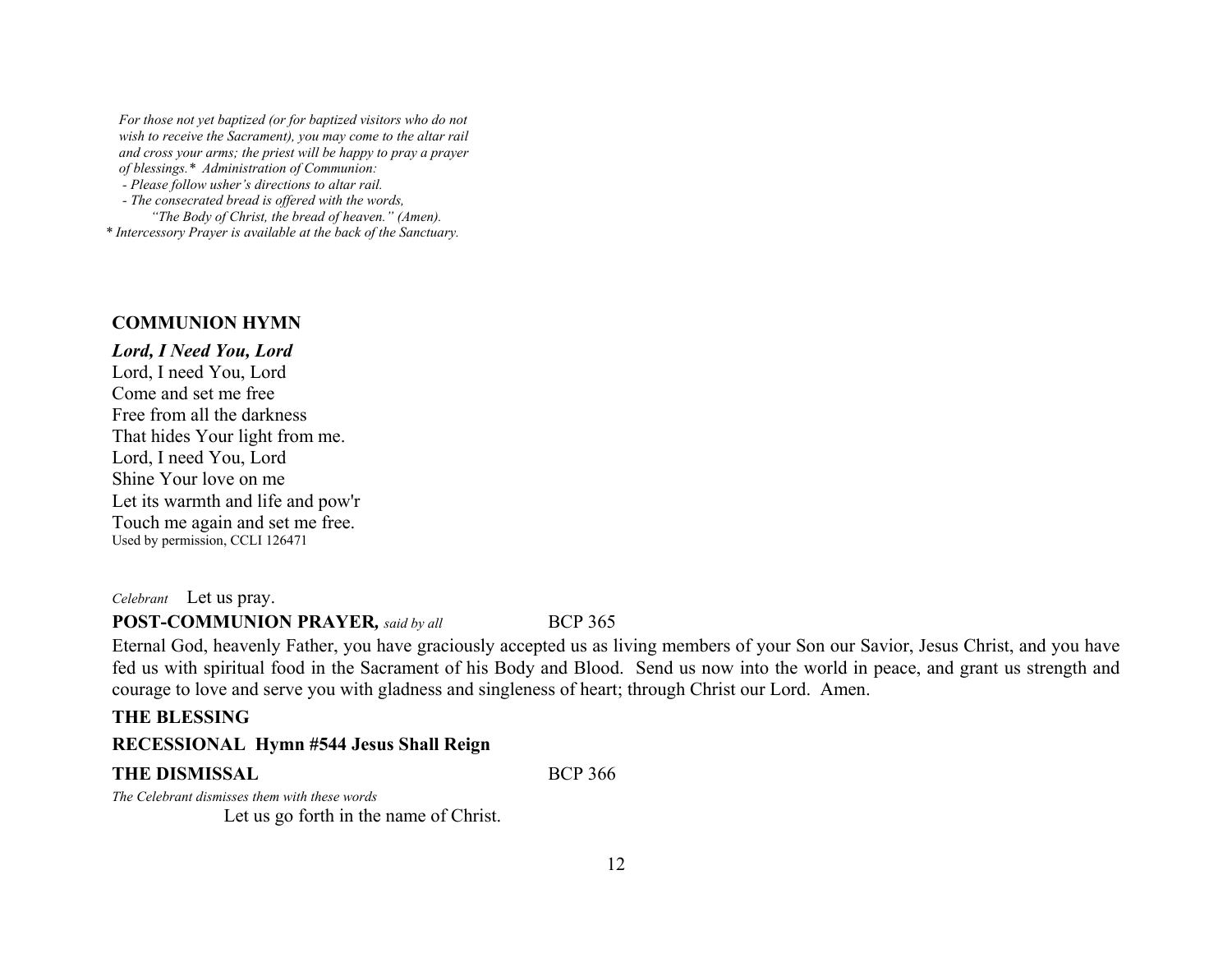*For those not yet baptized (or for baptized visitors who do not wish to receive the Sacrament), you may come to the altar rail and cross your arms; the priest will be happy to pray a prayer of blessings.\* Administration of Communion:*
*- Please follow usher's directions to altar rail.*
*- The consecrated bread is offered with the words,*
*"The Body of Christ, the bread of heaven." (Amen).*
*\* Intercessory Prayer is available at the back of the Sanctuary.*

**COMMUNION HYMN**

***Lord, I Need You, Lord***
Lord, I need You, Lord
Come and set me free
Free from all the darkness
That hides Your light from me.
Lord, I need You, Lord
Shine Your love on me
Let its warmth and life and pow'r
Touch me again and set me free.
Used by permission, CCLI 126471

*Celebrant* Let us pray.

**POST-COMMUNION PRAYER,** *said by all* BCP 365

Eternal God, heavenly Father, you have graciously accepted us as living members of your Son our Savior, Jesus Christ, and you have fed us with spiritual food in the Sacrament of his Body and Blood. Send us now into the world in peace, and grant us strength and courage to love and serve you with gladness and singleness of heart; through Christ our Lord. Amen.

**THE BLESSING**

**RECESSIONAL Hymn #544 Jesus Shall Reign**

**THE DISMISSAL** BCP 366

*The Celebrant dismisses them with these words*

Let us go forth in the name of Christ.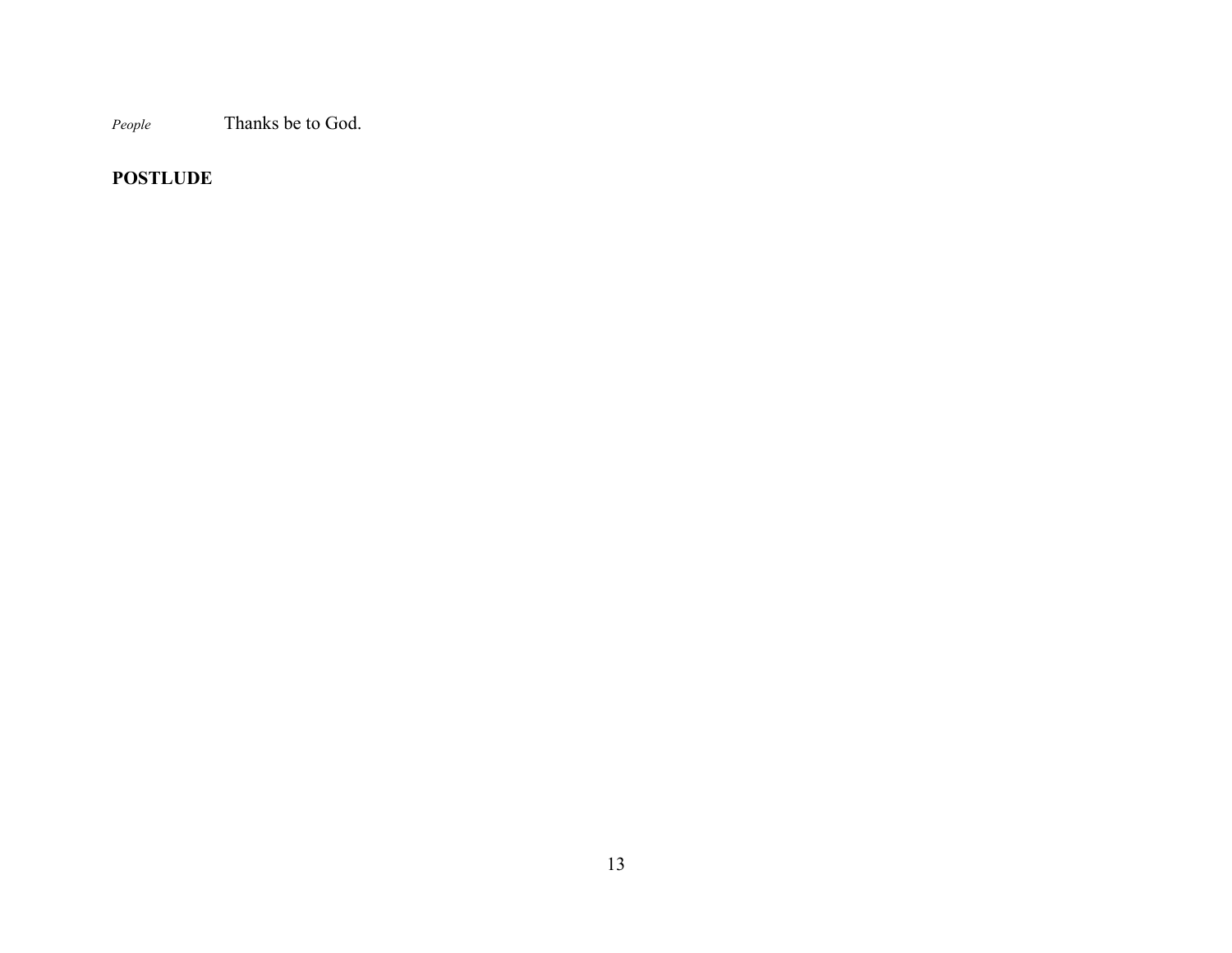*People* Thanks be to God.

**POSTLUDE**